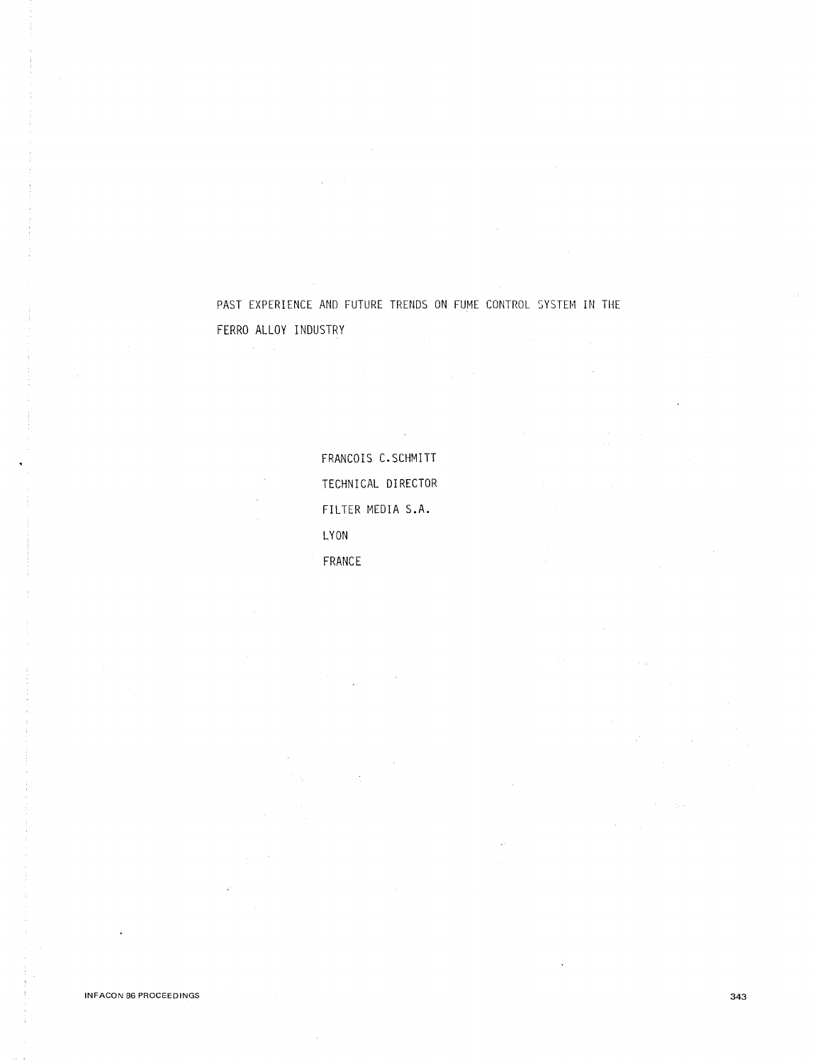# PAST EXPERIENCE AND FUTURE TRENDS ON FUME CONTROL SYSTEM IN THE FERRO ALLOY INDUSTRY

FRANCOIS C.SCHMITT

TECHNICAL DIRECTOR

FILTER MEDIA S.A.

LYON

FRANCE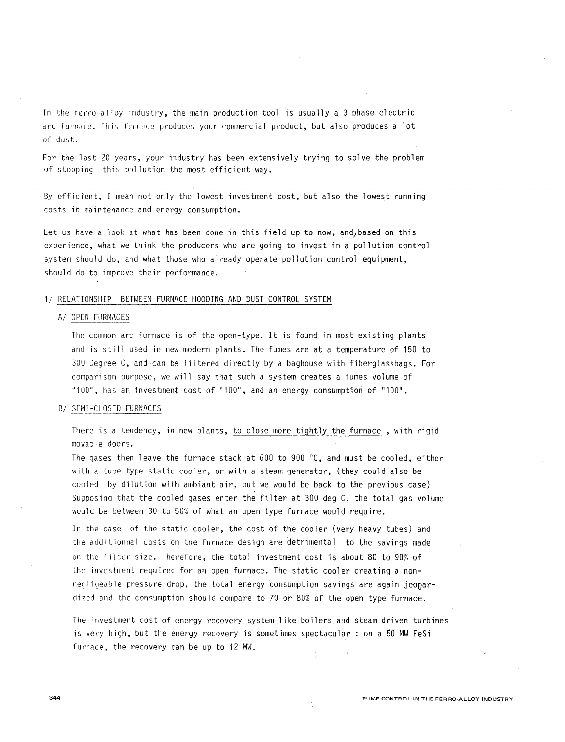In the ferro-alloy industry, the main production tool is usually a 3 phase electric arc furnace. This furnace produces your commercial product, but also produces a lot of dust.

For the last 20 years, your industry has been extensively trying to solve the problem of stopping this pollution the most efficient way.

By efficient, I mean not only the lowest investment cost, but also the lowest running costs in maintenance and energy consumption.

Let us have a look at what has been done in this field up to now, and, based on this experience, what we think the producers who are going to invest in a pollution control system should do, and what those who already operate pollution control equipment, should do to improve their performance.

## 1/ RELATIONSHIP BETWEEN FURNACE HOODING AND DUST CONTROL SYSTEM

### A/ OPEN FURNACES

The common arc furnace is of the open-type. It is found in most existing plants and is still used in new modern plants. The fumes are at a temperature of 150 to 300 Degree C, and can be filtered directly by a baghouse with fiberglassbags. For comparison purpose, we will say that such a system creates a fumes volume of "100", has an investment cost of "100", and an energy consumption of "100".

### B/ SEMI-CLOSED FURNACES

There is a tendency, in new plants, to close more tightly the furnace , with rigid movable doors.
The gases then leave the furnace stack at 600 to 900 °C, and must be cooled, either with a tube type static cooler, or with a steam generator, (they could also be cooled by dilution with ambiant air, but we would be back to the previous case) Supposing that the cooled gases enter the filter at 300 deg C, the total gas volume would be between 30 to 50% of what an open type furnace would require.

In the case of the static cooler, the cost of the cooler (very heavy tubes) and the additional costs on the furnace design are detrimental to the savings made on the filter size. Therefore, the total investment cost is about 80 to 90% of the investment required for an open furnace. The static cooler creating a non-negligeable pressure drop, the total energy consumption savings are again jeopardized and the consumption should compare to 70 or 80% of the open type furnace.

The investment cost of energy recovery system like boilers and steam driven turbines is very high, but the energy recovery is sometimes spectacular : on a 50 MW FeSi furnace, the recovery can be up to 12 MW.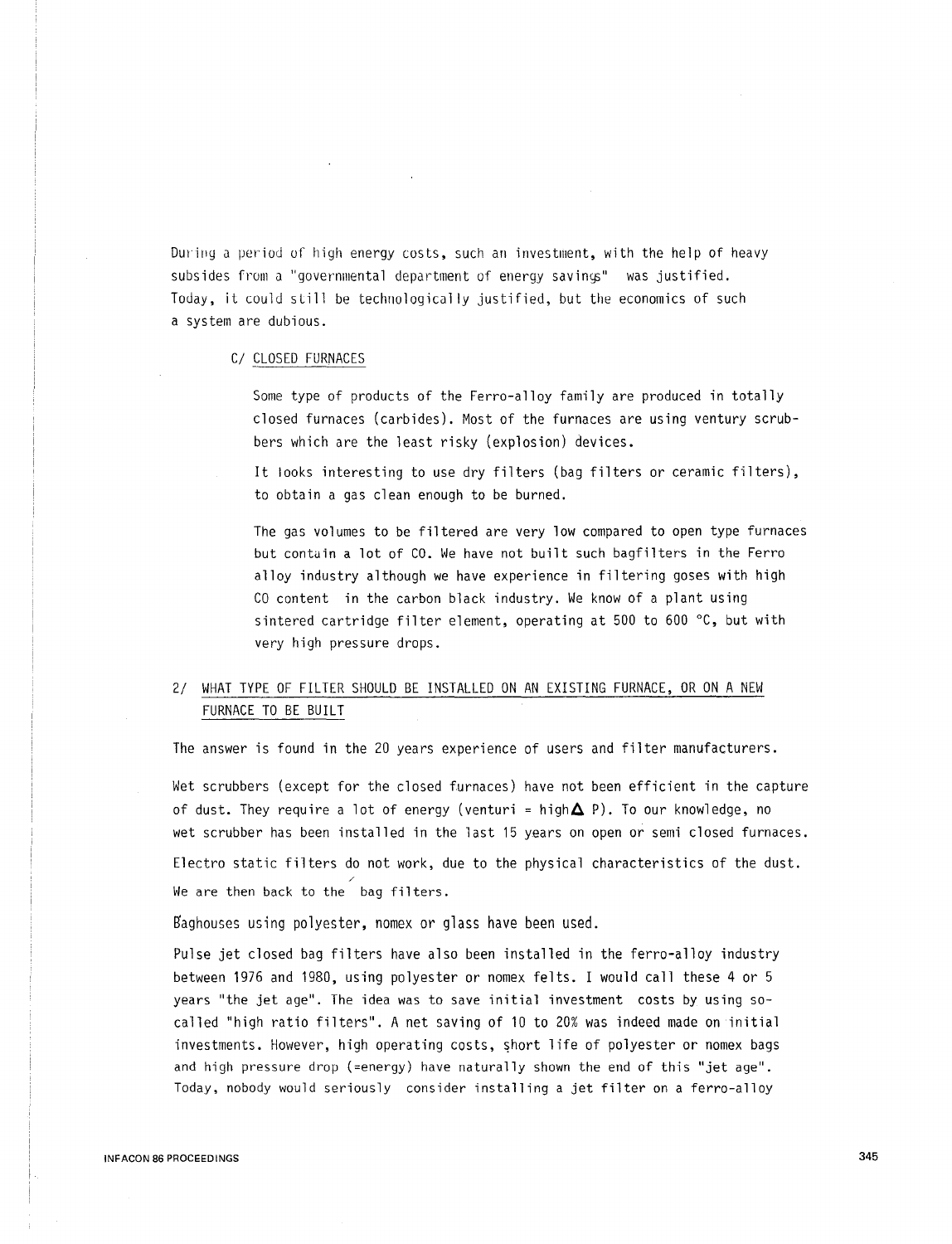During a period of high energy costs, such an investment, with the help of heavy subsides from a "governmental department of energy savings" was justified. Today, it could still be technologically justified, but the economics of such a system are dubious.

### C/ CLOSED FURNACES

Some type of products of the Ferro-alloy family are produced in totally closed furnaces (carbides). Most of the furnaces are using ventury scrubbers which are the least risky (explosion) devices.

It looks interesting to use dry filters (bag filters or ceramic filters), to obtain a gas clean enough to be burned.

The gas volumes to be filtered are very low compared to open type furnaces but contain a lot of CO. We have not built such bagfilters in the Ferro alloy industry although we have experience in filtering goses with high CO content in the carbon black industry. We know of a plant using sintered cartridge filter element, operating at 500 to 600 °C, but with very high pressure drops.

## 2/ WHAT TYPE OF FILTER SHOULD BE INSTALLED ON AN EXISTING FURNACE, OR ON A NEW FURNACE TO BE BUILT

The answer is found in the 20 years experience of users and filter manufacturers.

Wet scrubbers (except for the closed furnaces) have not been efficient in the capture of dust. They require a lot of energy (venturi = high $\Delta$ P). To our knowledge, no wet scrubber has been installed in the last 15 years on open or semi closed furnaces.

Electro static filters do not work, due to the physical characteristics of the dust. We are then back to the bag filters.

Baghouses using polyester, nomex or glass have been used.

Pulse jet closed bag filters have also been installed in the ferro-alloy industry between 1976 and 1980, using polyester or nomex felts. I would call these 4 or 5 years "the jet age". The idea was to save initial investment costs by using so-called "high ratio filters". A net saving of 10 to 20% was indeed made on initial investments. However, high operating costs, short life of polyester or nomex bags and high pressure drop (=energy) have naturally shown the end of this "jet age". Today, nobody would seriously consider installing a jet filter on a ferro-alloy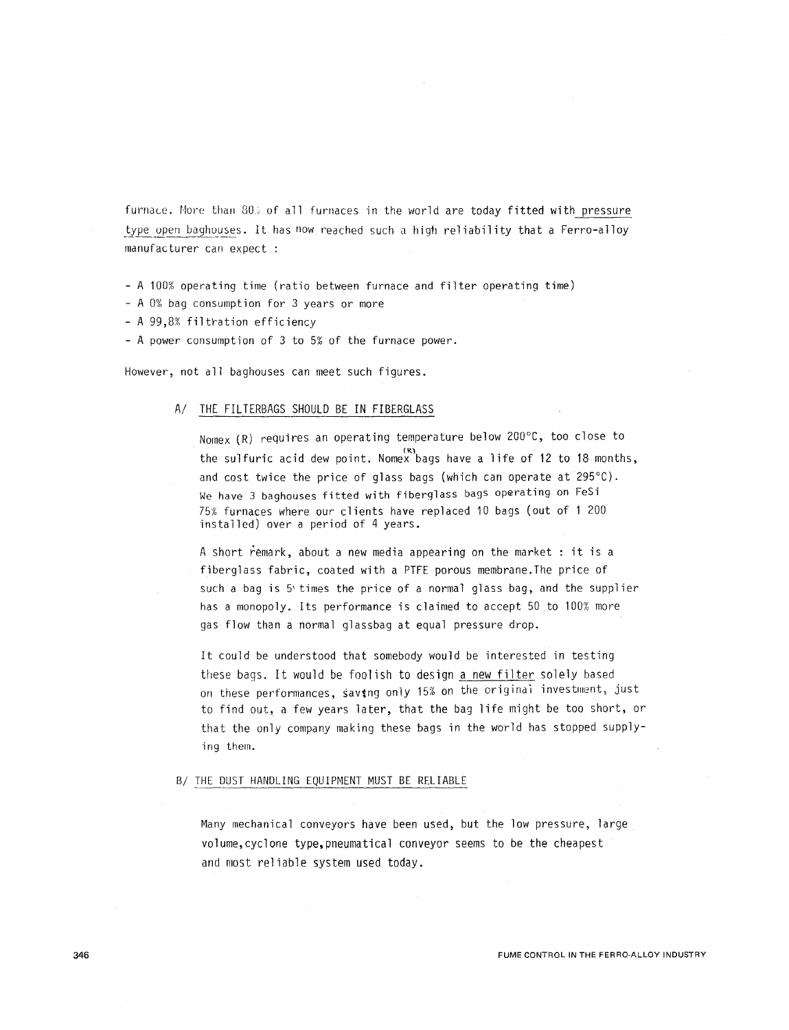furnace. More than 80% of all furnaces in the world are today fitted with pressure type open baghouses. It has now reached such a high reliability that a Ferro-alloy manufacturer can expect :

- A 100% operating time (ratio between furnace and filter operating time)
- A 0% bag consumption for 3 years or more
- A 99,8% filtration efficiency
- A power consumption of 3 to 5% of the furnace power.

However, not all baghouses can meet such figures.

### A/ THE FILTERBAGS SHOULD BE IN FIBERGLASS

Nomex (R) requires an operating temperature below 200°C, too close to the sulfuric acid dew point. Nomex(R) bags have a life of 12 to 18 months, and cost twice the price of glass bags (which can operate at 295°C). We have 3 baghouses fitted with fiberglass bags operating on FeSi 75% furnaces where our clients have replaced 10 bags (out of 1 200 installed) over a period of 4 years.

A short remark, about a new media appearing on the market : it is a fiberglass fabric, coated with a PTFE porous membrane.The price of such a bag is 5 times the price of a normal glass bag, and the supplier has a monopoly. Its performance is claimed to accept 50 to 100% more gas flow than a normal glassbag at equal pressure drop.

It could be understood that somebody would be interested in testing these bags. It would be foolish to design a new filter solely based on these performances, saving only 15% on the original investment, just to find out, a few years later, that the bag life might be too short, or that the only company making these bags in the world has stopped supplying them.

### B/ THE DUST HANDLING EQUIPMENT MUST BE RELIABLE

Many mechanical conveyors have been used, but the low pressure, large volume, cyclone type, pneumatical conveyor seems to be the cheapest and most reliable system used today.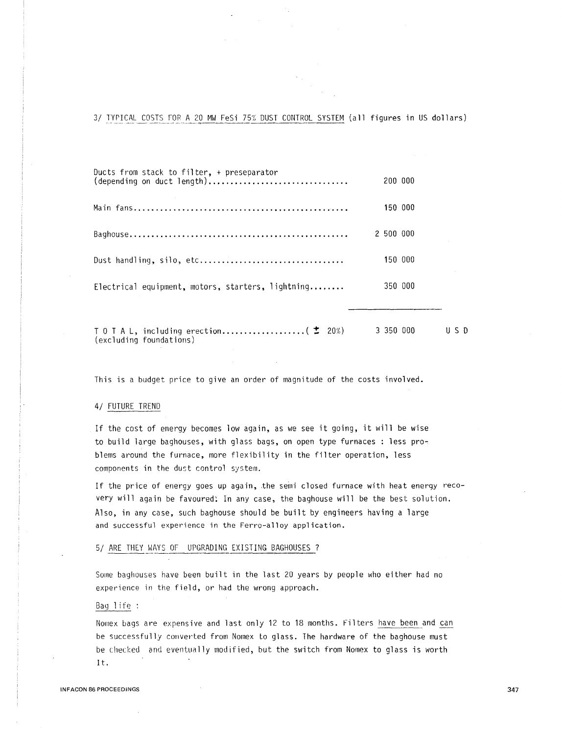3/ TYPICAL COSTS FOR A 20 MW FeSi 75% DUST CONTROL SYSTEM (all figures in US dollars)

| Item | Cost | |
|---|---|---|
| Ducts from stack to filter, + preseparator (depending on duct length) | 200 000 | |
| Main fans | 150 000 | |
| Baghouse | 2 500 000 | |
| Dust handling, silo, etc | 150 000 | |
| Electrical equipment, motors, starters, lightning | 350 000 | |
| T O T A L, including erection ( ± 20%) (excluding foundations) | 3 350 000 | U S D |

This is a budget price to give an order of magnitude of the costs involved.

4/ FUTURE TREND

If the cost of energy becomes low again, as we see it going, it will be wise to build large baghouses, with glass bags, on open type furnaces : less problems around the furnace, more flexibility in the filter operation, less components in the dust control system.

If the price of energy goes up again, the semi closed furnace with heat energy recovery will again be favoured. In any case, the baghouse will be the best solution. Also, in any case, such baghouse should be built by engineers having a large and successful experience in the Ferro-alloy application.

5/ ARE THEY WAYS OF UPGRADING EXISTING BAGHOUSES ?

Some baghouses have been built in the last 20 years by people who either had no experience in the field, or had the wrong approach.

Bag life :

Nomex bags are expensive and last only 12 to 18 months. Filters have been and can be successfully converted from Nomex to glass. The hardware of the baghouse must be checked and eventually modified, but the switch from Nomex to glass is worth it.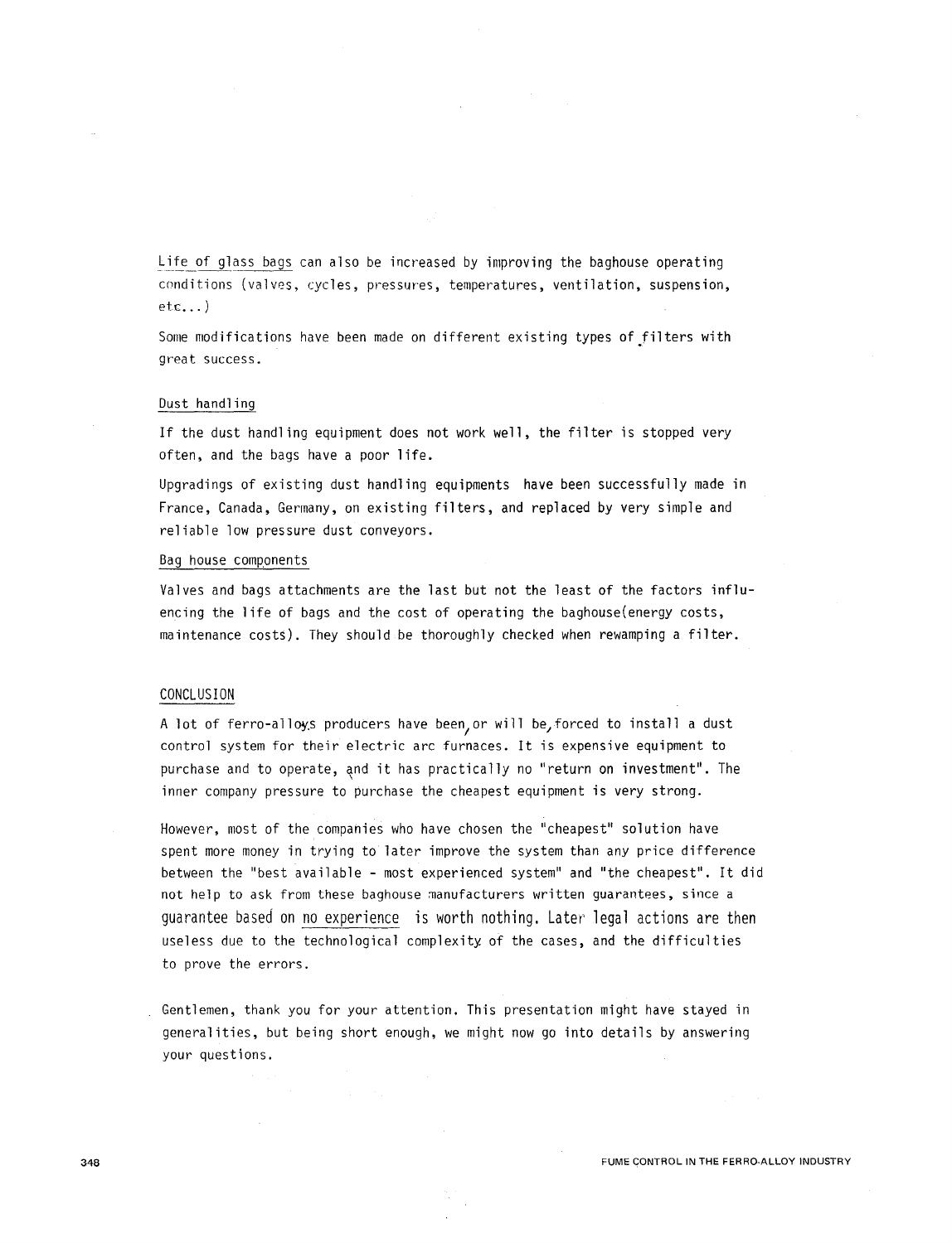Life of glass bags can also be increased by improving the baghouse operating conditions (valves, cycles, pressures, temperatures, ventilation, suspension, etc...)

Some modifications have been made on different existing types of filters with great success.

### Dust handling

If the dust handling equipment does not work well, the filter is stopped very often, and the bags have a poor life.

Upgradings of existing dust handling equipments have been successfully made in France, Canada, Germany, on existing filters, and replaced by very simple and reliable low pressure dust conveyors.

### Bag house components

Valves and bags attachments are the last but not the least of the factors influencing the life of bags and the cost of operating the baghouse(energy costs, maintenance costs). They should be thoroughly checked when rewamping a filter.

## CONCLUSION

A lot of ferro-alloys producers have been, or will be, forced to install a dust control system for their electric arc furnaces. It is expensive equipment to purchase and to operate, and it has practically no "return on investment". The inner company pressure to purchase the cheapest equipment is very strong.

However, most of the companies who have chosen the "cheapest" solution have spent more money in trying to later improve the system than any price difference between the "best available - most experienced system" and "the cheapest". It did not help to ask from these baghouse manufacturers written guarantees, since a guarantee based on no experience is worth nothing. Later legal actions are then useless due to the technological complexity of the cases, and the difficulties to prove the errors.

Gentlemen, thank you for your attention. This presentation might have stayed in generalities, but being short enough, we might now go into details by answering your questions.